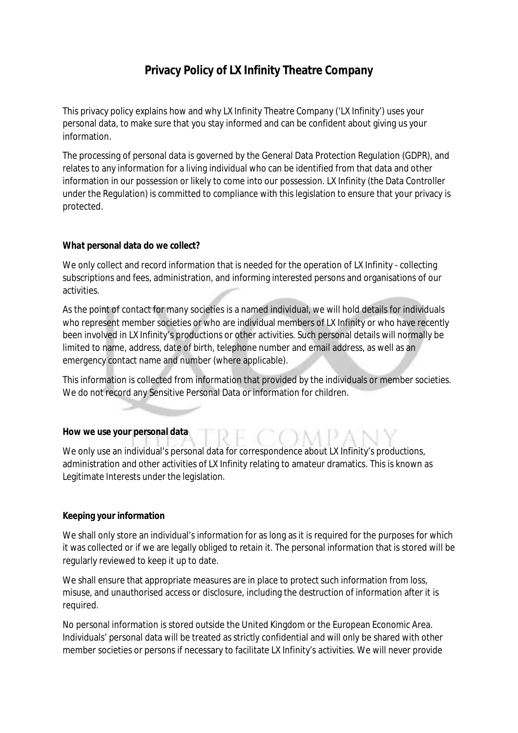# Privacy Policy of LX Infinity Theatre Company

This privacy policy explains how and why LX Infinity Theatre Company ('LX Infinity') uses your personal data, to make sure that you stay informed and can be confident about giving us your information.

The processing of personal data is governed by the General Data Protection Regulation (GDPR), and relates to any information for a living individual who can be identified from that data and other information in our possession or likely to come into our possession. LX Infinity (the Data Controller under the Regulation) is committed to compliance with this legislation to ensure that your privacy is protected.

**What personal data do we collect?**

We only collect and record information that is needed for the operation of LX Infinity - collecting subscriptions and fees, administration, and informing interested persons and organisations of our activities.

As the point of contact for many societies is a named individual, we will hold details for individuals who represent member societies or who are individual members of LX Infinity or who have recently been involved in LX Infinity's productions or other activities. Such personal details will normally be limited to name, address, date of birth, telephone number and email address, as well as an emergency contact name and number (where applicable).

This information is collected from information that provided by the individuals or member societies. We do not record any Sensitive Personal Data or information for children.

**How we use your personal data**

We only use an individual's personal data for correspondence about LX Infinity's productions, administration and other activities of LX Infinity relating to amateur dramatics. This is known as Legitimate Interests under the legislation.

**Keeping your information**

We shall only store an individual's information for as long as it is required for the purposes for which it was collected or if we are legally obliged to retain it. The personal information that is stored will be regularly reviewed to keep it up to date.

We shall ensure that appropriate measures are in place to protect such information from loss, misuse, and unauthorised access or disclosure, including the destruction of information after it is required.

No personal information is stored outside the United Kingdom or the European Economic Area. Individuals' personal data will be treated as strictly confidential and will only be shared with other member societies or persons if necessary to facilitate LX Infinity's activities. We will never provide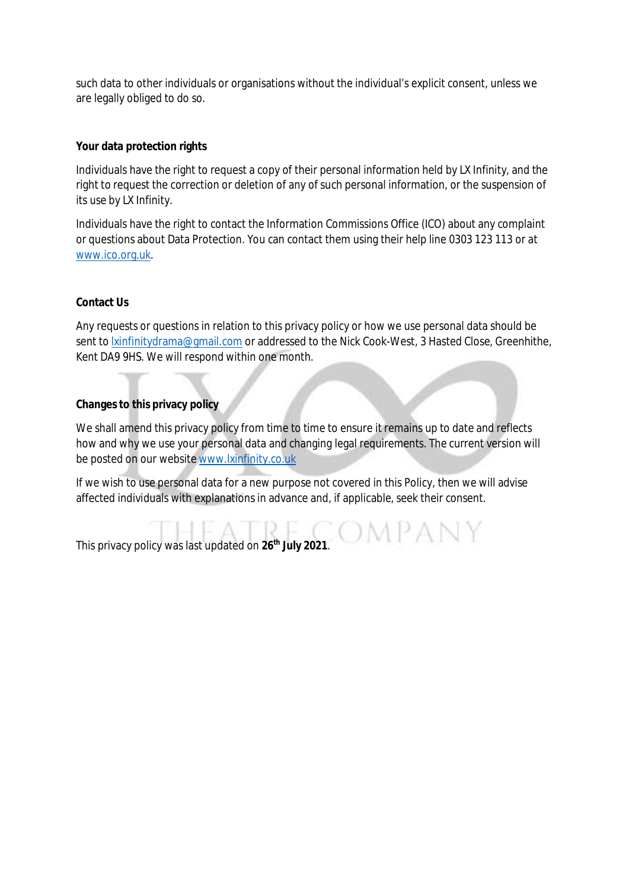such data to other individuals or organisations without the individual's explicit consent, unless we are legally obliged to do so.

**Your data protection rights**

Individuals have the right to request a copy of their personal information held by LX Infinity, and the right to request the correction or deletion of any of such personal information, or the suspension of its use by LX Infinity.

Individuals have the right to contact the Information Commissions Office (ICO) about any complaint or questions about Data Protection. You can contact them using their help line 0303 123 113 or at www.ico.org.uk.

**Contact Us**

Any requests or questions in relation to this privacy policy or how we use personal data should be sent to lxinfinitydrama@gmail.com or addressed to the Nick Cook-West, 3 Hasted Close, Greenhithe, Kent DA9 9HS. We will respond within one month.

**Changes to this privacy policy**

We shall amend this privacy policy from time to time to ensure it remains up to date and reflects how and why we use your personal data and changing legal requirements. The current version will be posted on our website www.lxinfinity.co.uk

If we wish to use personal data for a new purpose not covered in this Policy, then we will advise affected individuals with explanations in advance and, if applicable, seek their consent.

This privacy policy was last updated on **26th July 2021**.